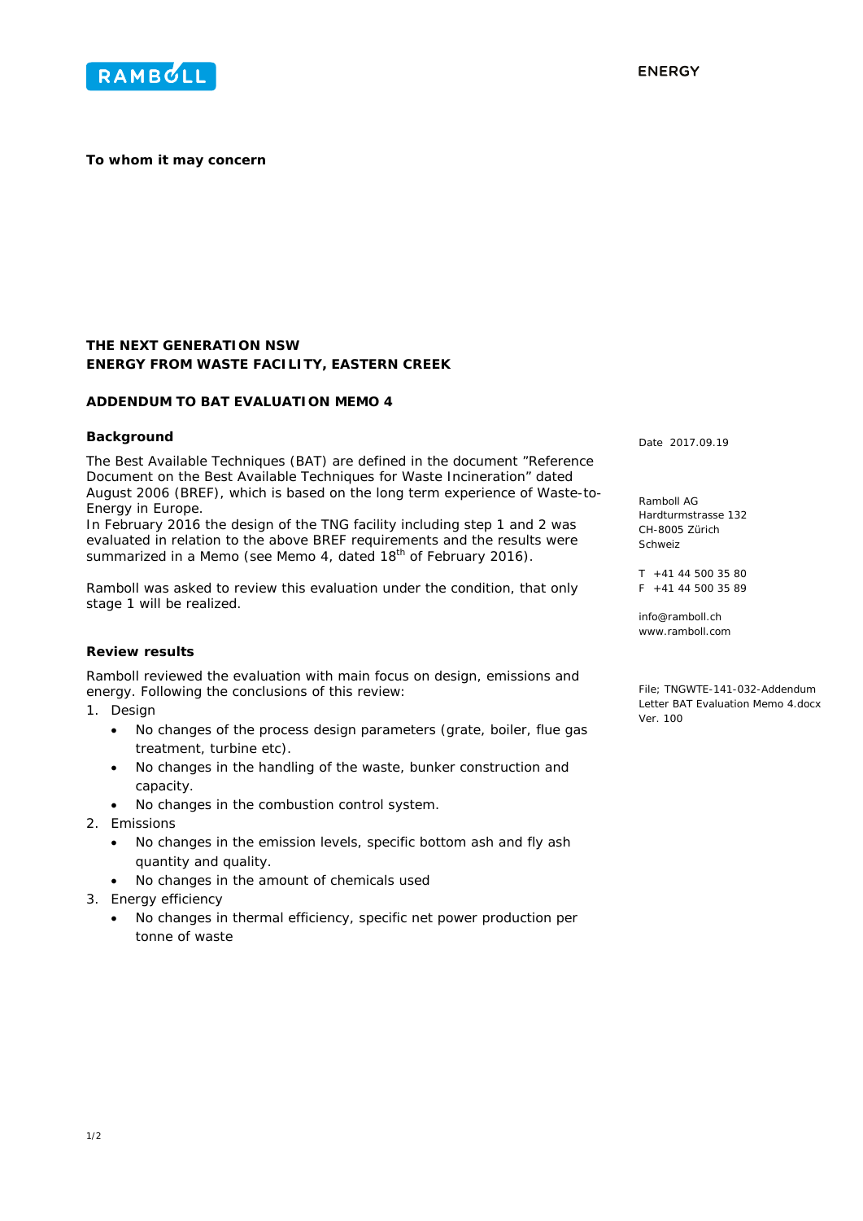RAMBOLL

ENERGY

**To whom it may concern**

Date 2017.09.19

Ramboll AG
Hardturmstrasse 132
CH-8005 Zürich
Schweiz

T +41 44 500 35 80
F +41 44 500 35 89

info@ramboll.ch
www.ramboll.com

File; TNGWTE-141-032-Addendum Letter BAT Evaluation Memo 4.docx
Ver. 100

**THE NEXT GENERATION NSW**
**ENERGY FROM WASTE FACILITY, EASTERN CREEK**

**ADDENDUM TO BAT EVALUATION MEMO 4**

**Background**

The Best Available Techniques (BAT) are defined in the document "Reference Document on the Best Available Techniques for Waste Incineration" dated August 2006 (BREF), which is based on the long term experience of Waste-to-Energy in Europe.
In February 2016 the design of the TNG facility including step 1 and 2 was evaluated in relation to the above BREF requirements and the results were summarized in a Memo (see Memo 4, dated 18th of February 2016).

Ramboll was asked to review this evaluation under the condition, that only stage 1 will be realized.

**Review results**

Ramboll reviewed the evaluation with main focus on design, emissions and energy. Following the conclusions of this review:

1. Design
   - No changes of the process design parameters (grate, boiler, flue gas treatment, turbine etc).
   - No changes in the handling of the waste, bunker construction and capacity.
   - No changes in the combustion control system.
2. Emissions
   - No changes in the emission levels, specific bottom ash and fly ash quantity and quality.
   - No changes in the amount of chemicals used
3. Energy efficiency
   - No changes in thermal efficiency, specific net power production per tonne of waste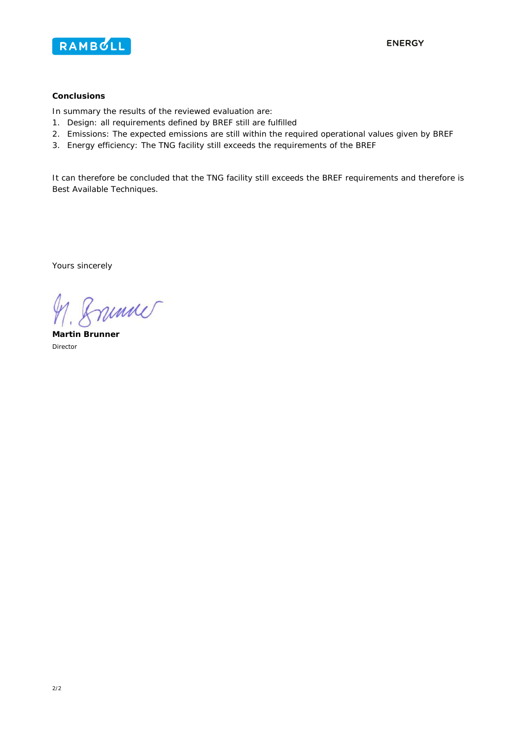**Conclusions**

In summary the results of the reviewed evaluation are:

1. Design: all requirements defined by BREF still are fulfilled
2. Emissions: The expected emissions are still within the required operational values given by BREF
3. Energy efficiency: The TNG facility still exceeds the requirements of the BREF

It can therefore be concluded that the TNG facility still exceeds the BREF requirements and therefore is Best Available Techniques.

Yours sincerely

**Martin Brunner**

Director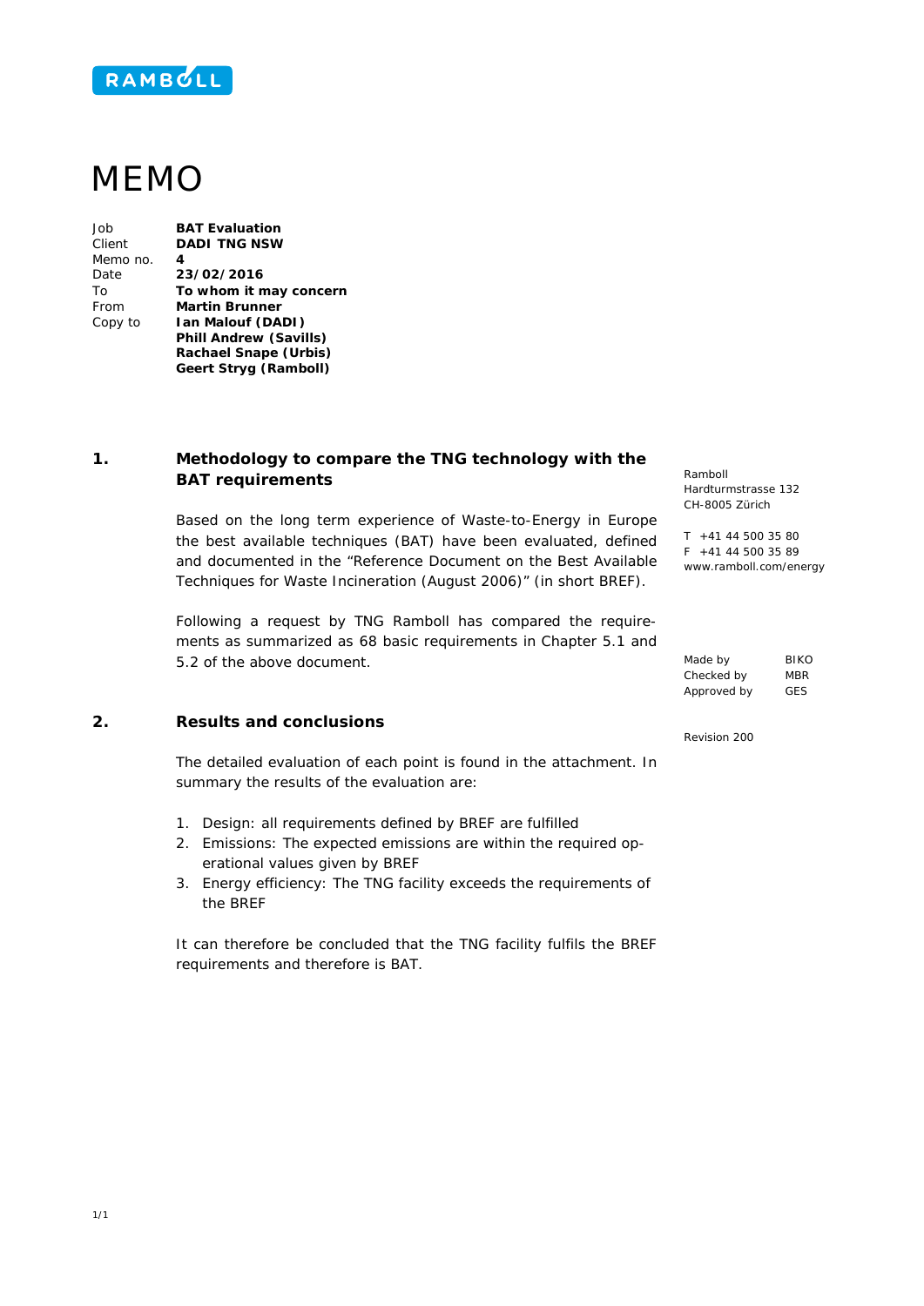RAMBOLL

# MEMO

| | |
|---|---|
| Job | **BAT Evaluation** |
| Client | **DADI TNG NSW** |
| Memo no. | **4** |
| Date | **23/02/2016** |
| To | **To whom it may concern** |
| From | **Martin Brunner** |
| Copy to | **Ian Malouf (DADI)** |
| | **Phill Andrew (Savills)** |
| | **Rachael Snape (Urbis)** |
| | **Geert Stryg (Ramboll)** |

Ramboll
Hardturmstrasse 132
CH-8005 Zürich

T +41 44 500 35 80
F +41 44 500 35 89
www.ramboll.com/energy

| | |
|---|---|
| Made by | BIKO |
| Checked by | MBR |
| Approved by | GES |

Revision 200

## 1. Methodology to compare the TNG technology with the BAT requirements

Based on the long term experience of Waste-to-Energy in Europe the best available techniques (BAT) have been evaluated, defined and documented in the "Reference Document on the Best Available Techniques for Waste Incineration (August 2006)" (in short BREF).

Following a request by TNG Ramboll has compared the requirements as summarized as 68 basic requirements in Chapter 5.1 and 5.2 of the above document.

## 2. Results and conclusions

The detailed evaluation of each point is found in the attachment. In summary the results of the evaluation are:

1. Design: all requirements defined by BREF are fulfilled
2. Emissions: The expected emissions are within the required operational values given by BREF
3. Energy efficiency: The TNG facility exceeds the requirements of the BREF

It can therefore be concluded that the TNG facility fulfils the BREF requirements and therefore is BAT.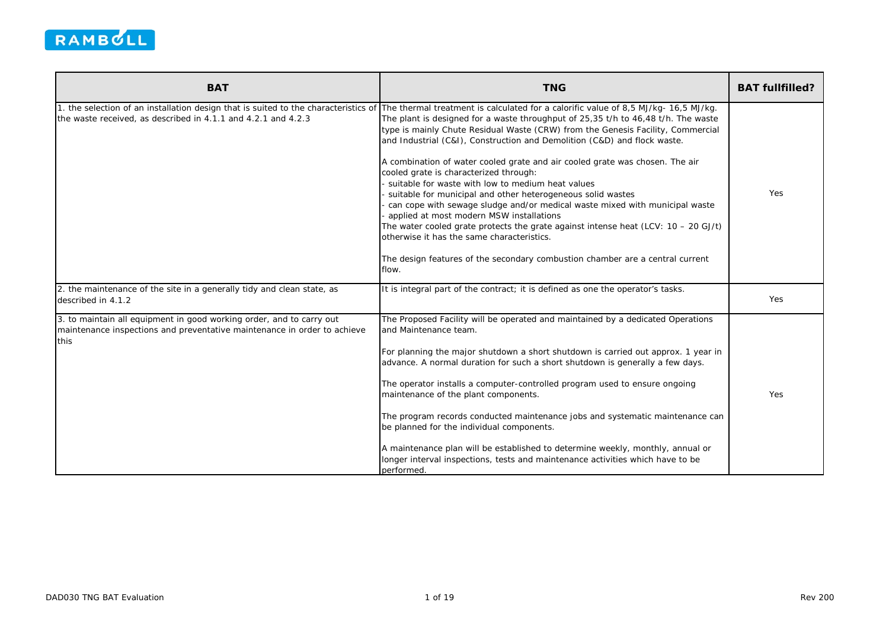| BAT | TNG | BAT fullfilled? |
|---|---|---|
| 1. the selection of an installation design that is suited to the characteristics of the waste received, as described in 4.1.1 and 4.2.1 and 4.2.3 | The thermal treatment is calculated for a calorific value of 8,5 MJ/kg- 16,5 MJ/kg. The plant is designed for a waste throughput of 25,35 t/h to 46,48 t/h. The waste type is mainly Chute Residual Waste (CRW) from the Genesis Facility, Commercial and Industrial (C&I), Construction and Demolition (C&D) and flock waste.<br><br>A combination of water cooled grate and air cooled grate was chosen. The air cooled grate is characterized through:<br>- suitable for waste with low to medium heat values<br>- suitable for municipal and other heterogeneous solid wastes<br>- can cope with sewage sludge and/or medical waste mixed with municipal waste<br>- applied at most modern MSW installations<br>The water cooled grate protects the grate against intense heat (LCV: 10 – 20 GJ/t) otherwise it has the same characteristics.<br><br>The design features of the secondary combustion chamber are a central current flow. | Yes |
| 2. the maintenance of the site in a generally tidy and clean state, as described in 4.1.2 | It is integral part of the contract; it is defined as one the operator's tasks. | Yes |
| 3. to maintain all equipment in good working order, and to carry out maintenance inspections and preventative maintenance in order to achieve this | The Proposed Facility will be operated and maintained by a dedicated Operations and Maintenance team.<br><br>For planning the major shutdown a short shutdown is carried out approx. 1 year in advance. A normal duration for such a short shutdown is generally a few days.<br><br>The operator installs a computer-controlled program used to ensure ongoing maintenance of the plant components.<br><br>The program records conducted maintenance jobs and systematic maintenance can be planned for the individual components.<br><br>A maintenance plan will be established to determine weekly, monthly, annual or longer interval inspections, tests and maintenance activities which have to be performed. | Yes |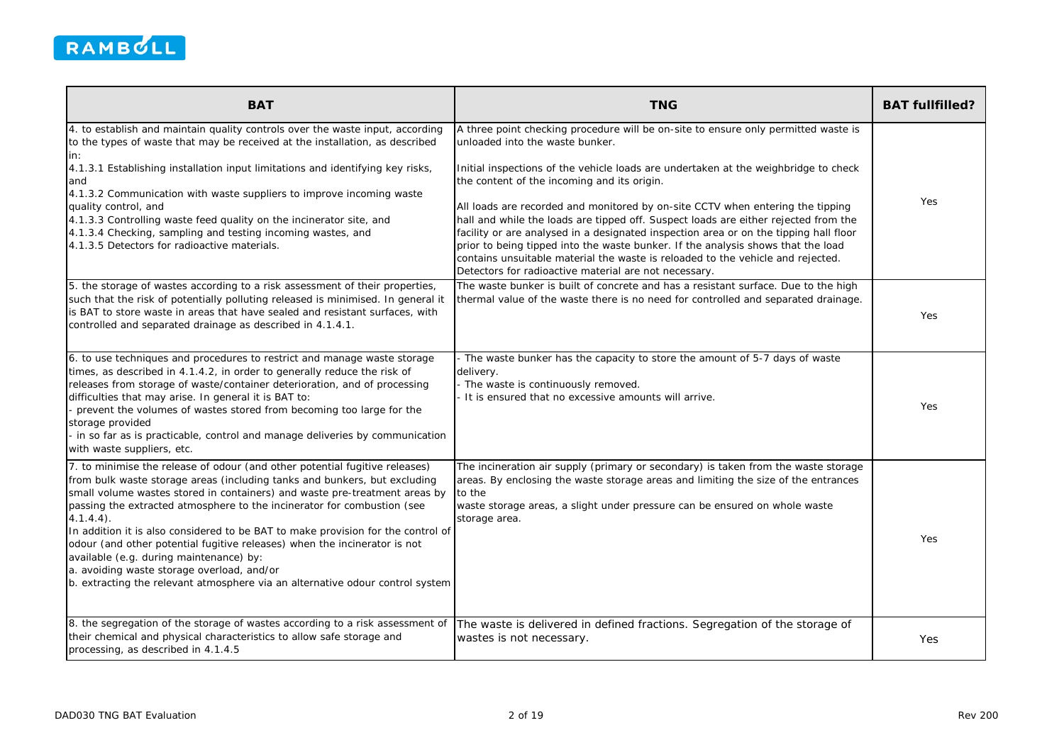| BAT | TNG | BAT fullfilled? |
|---|---|---|
| 4. to establish and maintain quality controls over the waste input, according to the types of waste that may be received at the installation, as described in:<br>4.1.3.1 Establishing installation input limitations and identifying key risks, and<br>4.1.3.2 Communication with waste suppliers to improve incoming waste quality control, and<br>4.1.3.3 Controlling waste feed quality on the incinerator site, and<br>4.1.3.4 Checking, sampling and testing incoming wastes, and<br>4.1.3.5 Detectors for radioactive materials. | A three point checking procedure will be on-site to ensure only permitted waste is unloaded into the waste bunker.<br><br>Initial inspections of the vehicle loads are undertaken at the weighbridge to check the content of the incoming and its origin.<br><br>All loads are recorded and monitored by on-site CCTV when entering the tipping hall and while the loads are tipped off. Suspect loads are either rejected from the facility or are analysed in a designated inspection area or on the tipping hall floor prior to being tipped into the waste bunker. If the analysis shows that the load contains unsuitable material the waste is reloaded to the vehicle and rejected.<br>Detectors for radioactive material are not necessary. | Yes |
| 5. the storage of wastes according to a risk assessment of their properties, such that the risk of potentially polluting released is minimised. In general it is BAT to store waste in areas that have sealed and resistant surfaces, with controlled and separated drainage as described in 4.1.4.1. | The waste bunker is built of concrete and has a resistant surface. Due to the high thermal value of the waste there is no need for controlled and separated drainage. | Yes |
| 6. to use techniques and procedures to restrict and manage waste storage times, as described in 4.1.4.2, in order to generally reduce the risk of releases from storage of waste/container deterioration, and of processing difficulties that may arise. In general it is BAT to:<br>- prevent the volumes of wastes stored from becoming too large for the storage provided<br>- in so far as is practicable, control and manage deliveries by communication with waste suppliers, etc. | - The waste bunker has the capacity to store the amount of 5-7 days of waste delivery.<br>- The waste is continuously removed.<br>- It is ensured that no excessive amounts will arrive. | Yes |
| 7. to minimise the release of odour (and other potential fugitive releases) from bulk waste storage areas (including tanks and bunkers, but excluding small volume wastes stored in containers) and waste pre-treatment areas by passing the extracted atmosphere to the incinerator for combustion (see 4.1.4.4).<br>In addition it is also considered to be BAT to make provision for the control of odour (and other potential fugitive releases) when the incinerator is not available (e.g. during maintenance) by:<br>a. avoiding waste storage overload, and/or<br>b. extracting the relevant atmosphere via an alternative odour control system | The incineration air supply (primary or secondary) is taken from the waste storage areas. By enclosing the waste storage areas and limiting the size of the entrances to the<br>waste storage areas, a slight under pressure can be ensured on whole waste storage area. | Yes |
| 8. the segregation of the storage of wastes according to a risk assessment of their chemical and physical characteristics to allow safe storage and processing, as described in 4.1.4.5 | The waste is delivered in defined fractions. Segregation of the storage of wastes is not necessary. | Yes |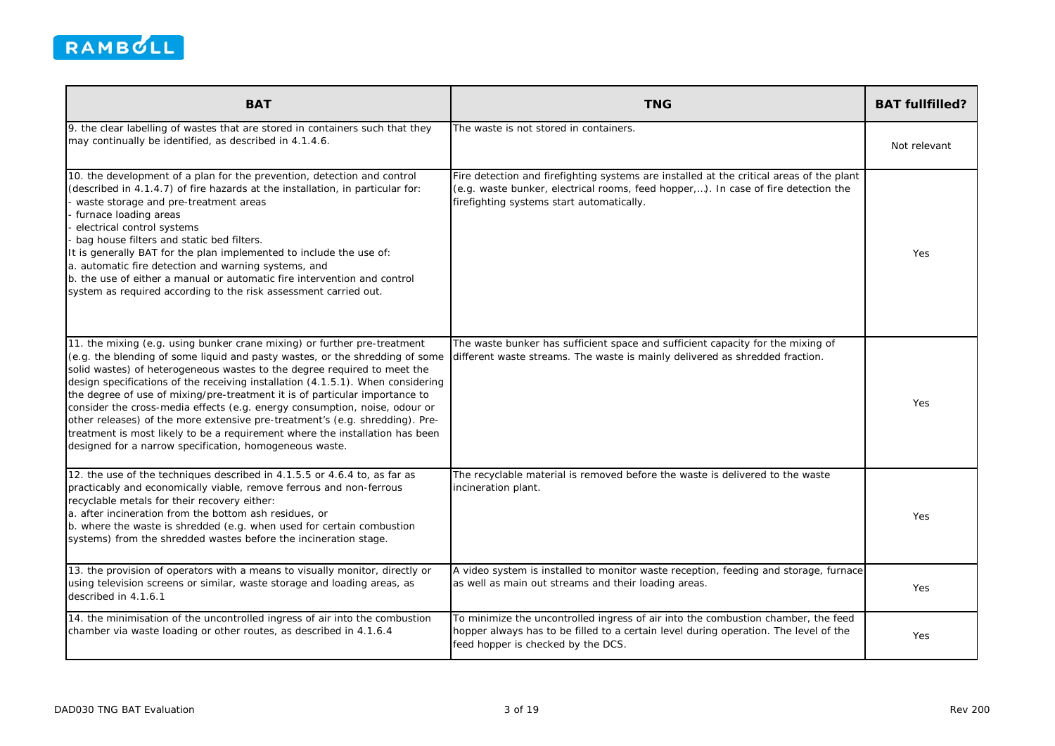| BAT | TNG | BAT fullfilled? |
|---|---|---|
| 9. the clear labelling of wastes that are stored in containers such that they may continually be identified, as described in 4.1.4.6. | The waste is not stored in containers. | Not relevant |
| 10. the development of a plan for the prevention, detection and control (described in 4.1.4.7) of fire hazards at the installation, in particular for:<br>- waste storage and pre-treatment areas<br>- furnace loading areas<br>- electrical control systems<br>- bag house filters and static bed filters.<br>It is generally BAT for the plan implemented to include the use of:<br>a. automatic fire detection and warning systems, and<br>b. the use of either a manual or automatic fire intervention and control system as required according to the risk assessment carried out. | Fire detection and firefighting systems are installed at the critical areas of the plant (e.g. waste bunker, electrical rooms, feed hopper,...). In case of fire detection the firefighting systems start automatically. | Yes |
| 11. the mixing (e.g. using bunker crane mixing) or further pre-treatment (e.g. the blending of some liquid and pasty wastes, or the shredding of some solid wastes) of heterogeneous wastes to the degree required to meet the design specifications of the receiving installation (4.1.5.1). When considering the degree of use of mixing/pre-treatment it is of particular importance to consider the cross-media effects (e.g. energy consumption, noise, odour or other releases) of the more extensive pre-treatment's (e.g. shredding). Pre-treatment is most likely to be a requirement where the installation has been designed for a narrow specification, homogeneous waste. | The waste bunker has sufficient space and sufficient capacity for the mixing of different waste streams. The waste is mainly delivered as shredded fraction. | Yes |
| 12. the use of the techniques described in 4.1.5.5 or 4.6.4 to, as far as practicably and economically viable, remove ferrous and non-ferrous recyclable metals for their recovery either:<br>a. after incineration from the bottom ash residues, or<br>b. where the waste is shredded (e.g. when used for certain combustion systems) from the shredded wastes before the incineration stage. | The recyclable material is removed before the waste is delivered to the waste incineration plant. | Yes |
| 13. the provision of operators with a means to visually monitor, directly or using television screens or similar, waste storage and loading areas, as described in 4.1.6.1 | A video system is installed to monitor waste reception, feeding and storage, furnace as well as main out streams and their loading areas. | Yes |
| 14. the minimisation of the uncontrolled ingress of air into the combustion chamber via waste loading or other routes, as described in 4.1.6.4 | To minimize the uncontrolled ingress of air into the combustion chamber, the feed hopper always has to be filled to a certain level during operation. The level of the feed hopper is checked by the DCS. | Yes |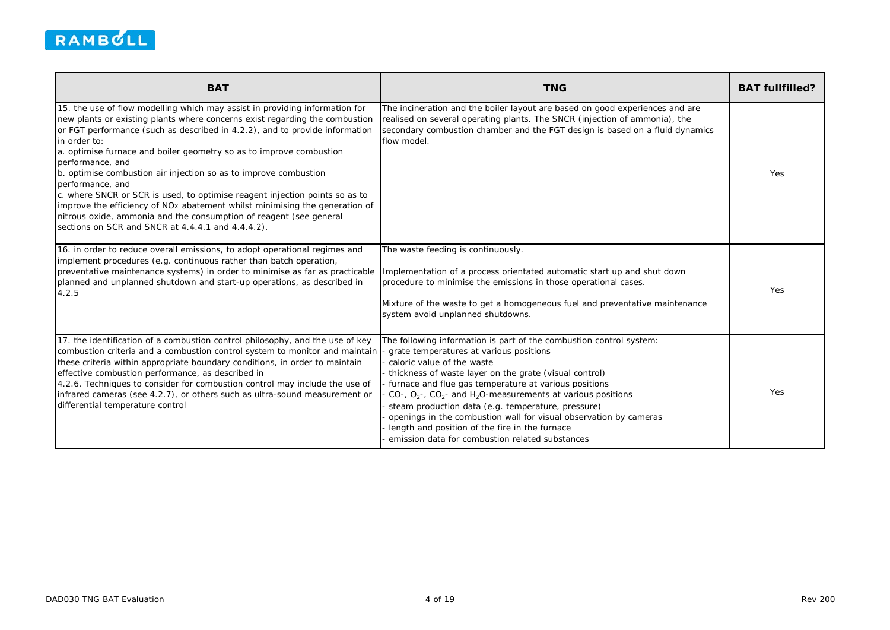| BAT | TNG | BAT fullfilled? |
|---|---|---|
| 15. the use of flow modelling which may assist in providing information for new plants or existing plants where concerns exist regarding the combustion or FGT performance (such as described in 4.2.2), and to provide information in order to:<br>a. optimise furnace and boiler geometry so as to improve combustion performance, and<br>b. optimise combustion air injection so as to improve combustion performance, and<br>c. where SNCR or SCR is used, to optimise reagent injection points so as to improve the efficiency of $NO_X$ abatement whilst minimising the generation of nitrous oxide, ammonia and the consumption of reagent (see general sections on SCR and SNCR at 4.4.4.1 and 4.4.4.2). | The incineration and the boiler layout are based on good experiences and are realised on several operating plants. The SNCR (injection of ammonia), the secondary combustion chamber and the FGT design is based on a fluid dynamics flow model. | Yes |
| 16. in order to reduce overall emissions, to adopt operational regimes and implement procedures (e.g. continuous rather than batch operation, preventative maintenance systems) in order to minimise as far as practicable planned and unplanned shutdown and start-up operations, as described in 4.2.5 | The waste feeding is continuously.<br><br>Implementation of a process orientated automatic start up and shut down procedure to minimise the emissions in those operational cases.<br><br>Mixture of the waste to get a homogeneous fuel and preventative maintenance system avoid unplanned shutdowns. | Yes |
| 17. the identification of a combustion control philosophy, and the use of key combustion criteria and a combustion control system to monitor and maintain these criteria within appropriate boundary conditions, in order to maintain effective combustion performance, as described in 4.2.6. Techniques to consider for combustion control may include the use of infrared cameras (see 4.2.7), or others such as ultra-sound measurement or differential temperature control | The following information is part of the combustion control system:<br>- grate temperatures at various positions<br>- caloric value of the waste<br>- thickness of waste layer on the grate (visual control)<br>- furnace and flue gas temperature at various positions<br>- CO-, $O_2$-, $CO_2$- and $H_2O$-measurements at various positions<br>- steam production data (e.g. temperature, pressure)<br>- openings in the combustion wall for visual observation by cameras<br>- length and position of the fire in the furnace<br>- emission data for combustion related substances | Yes |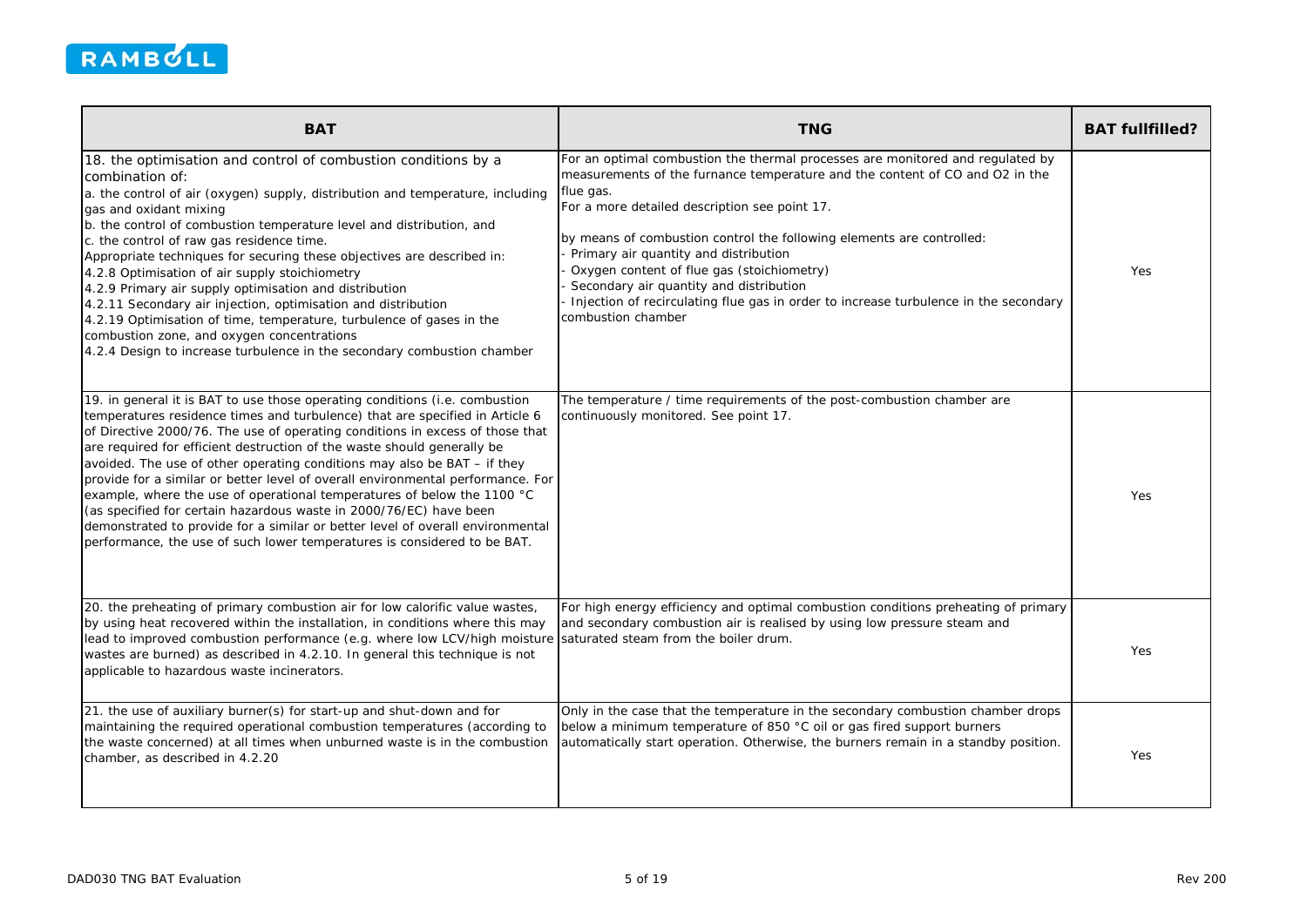| BAT | TNG | BAT fullfilled? |
|---|---|---|
| 18. the optimisation and control of combustion conditions by a combination of:<br>a. the control of air (oxygen) supply, distribution and temperature, including gas and oxidant mixing<br>b. the control of combustion temperature level and distribution, and<br>c. the control of raw gas residence time.<br>Appropriate techniques for securing these objectives are described in:<br>4.2.8 Optimisation of air supply stoichiometry<br>4.2.9 Primary air supply optimisation and distribution<br>4.2.11 Secondary air injection, optimisation and distribution<br>4.2.19 Optimisation of time, temperature, turbulence of gases in the combustion zone, and oxygen concentrations<br>4.2.4 Design to increase turbulence in the secondary combustion chamber | For an optimal combustion the thermal processes are monitored and regulated by measurements of the furnance temperature and the content of CO and O2 in the flue gas.<br>For a more detailed description see point 17.<br><br>by means of combustion control the following elements are controlled:<br>- Primary air quantity and distribution<br>- Oxygen content of flue gas (stoichiometry)<br>- Secondary air quantity and distribution<br>- Injection of recirculating flue gas in order to increase turbulence in the secondary combustion chamber | Yes |
| 19. in general it is BAT to use those operating conditions (i.e. combustion temperatures residence times and turbulence) that are specified in Article 6 of Directive 2000/76. The use of operating conditions in excess of those that are required for efficient destruction of the waste should generally be avoided. The use of other operating conditions may also be BAT – if they provide for a similar or better level of overall environmental performance. For example, where the use of operational temperatures of below the 1100 °C (as specified for certain hazardous waste in 2000/76/EC) have been demonstrated to provide for a similar or better level of overall environmental performance, the use of such lower temperatures is considered to be BAT. | The temperature / time requirements of the post-combustion chamber are continuously monitored. See point 17. | Yes |
| 20. the preheating of primary combustion air for low calorific value wastes, by using heat recovered within the installation, in conditions where this may lead to improved combustion performance (e.g. where low LCV/high moisture wastes are burned) as described in 4.2.10. In general this technique is not applicable to hazardous waste incinerators. | For high energy efficiency and optimal combustion conditions preheating of primary and secondary combustion air is realised by using low pressure steam and saturated steam from the boiler drum. | Yes |
| 21. the use of auxiliary burner(s) for start-up and shut-down and for maintaining the required operational combustion temperatures (according to the waste concerned) at all times when unburned waste is in the combustion chamber, as described in 4.2.20 | Only in the case that the temperature in the secondary combustion chamber drops below a minimum temperature of 850 °C oil or gas fired support burners automatically start operation. Otherwise, the burners remain in a standby position. | Yes |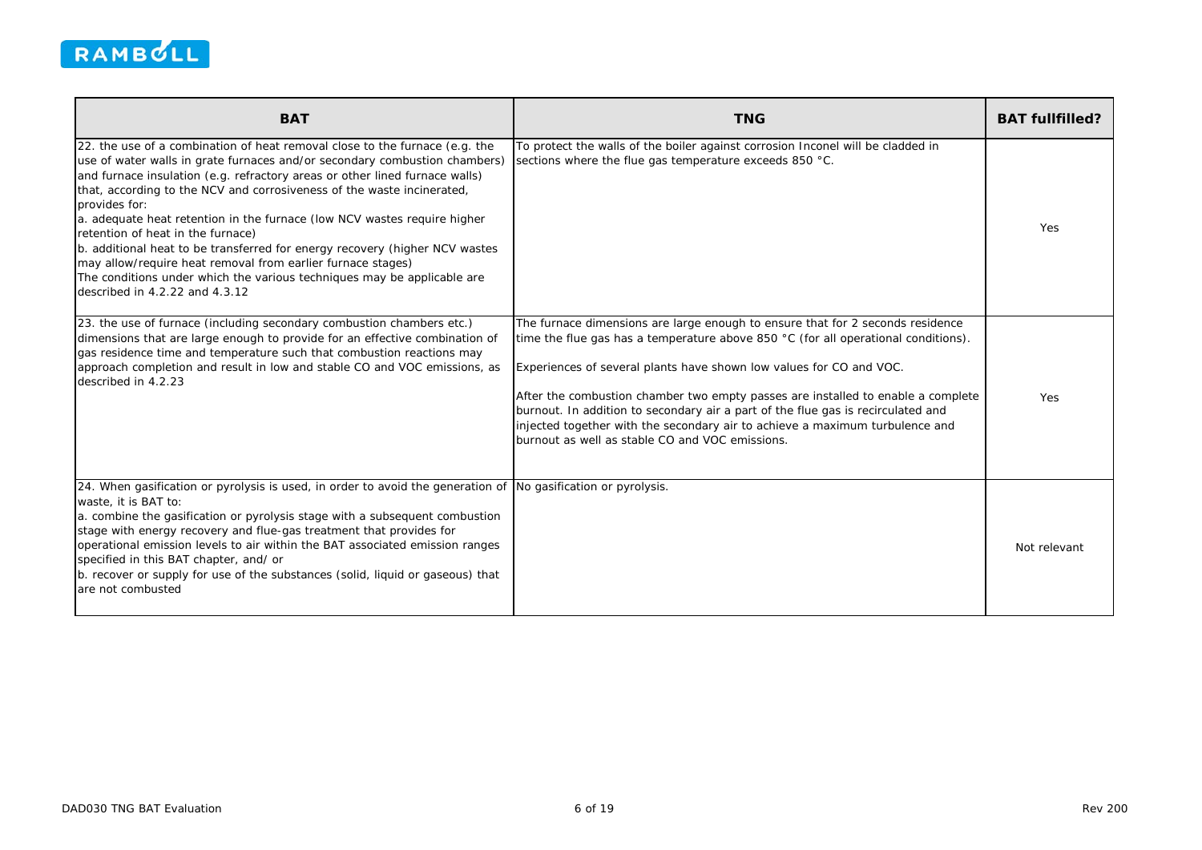| BAT | TNG | BAT fullfilled? |
|---|---|---|
| 22. the use of a combination of heat removal close to the furnace (e.g. the use of water walls in grate furnaces and/or secondary combustion chambers) and furnace insulation (e.g. refractory areas or other lined furnace walls) that, according to the NCV and corrosiveness of the waste incinerated, provides for:<br>a. adequate heat retention in the furnace (low NCV wastes require higher retention of heat in the furnace)<br>b. additional heat to be transferred for energy recovery (higher NCV wastes may allow/require heat removal from earlier furnace stages)<br>The conditions under which the various techniques may be applicable are described in 4.2.22 and 4.3.12 | To protect the walls of the boiler against corrosion Inconel will be cladded in sections where the flue gas temperature exceeds 850 °C. | Yes |
| 23. the use of furnace (including secondary combustion chambers etc.) dimensions that are large enough to provide for an effective combination of gas residence time and temperature such that combustion reactions may approach completion and result in low and stable CO and VOC emissions, as described in 4.2.23 | The furnace dimensions are large enough to ensure that for 2 seconds residence time the flue gas has a temperature above 850 °C (for all operational conditions).<br><br>Experiences of several plants have shown low values for CO and VOC.<br><br>After the combustion chamber two empty passes are installed to enable a complete burnout. In addition to secondary air a part of the flue gas is recirculated and injected together with the secondary air to achieve a maximum turbulence and burnout as well as stable CO and VOC emissions. | Yes |
| 24. When gasification or pyrolysis is used, in order to avoid the generation of waste, it is BAT to:<br>a. combine the gasification or pyrolysis stage with a subsequent combustion stage with energy recovery and flue-gas treatment that provides for operational emission levels to air within the BAT associated emission ranges specified in this BAT chapter, and/ or<br>b. recover or supply for use of the substances (solid, liquid or gaseous) that are not combusted | No gasification or pyrolysis. | Not relevant |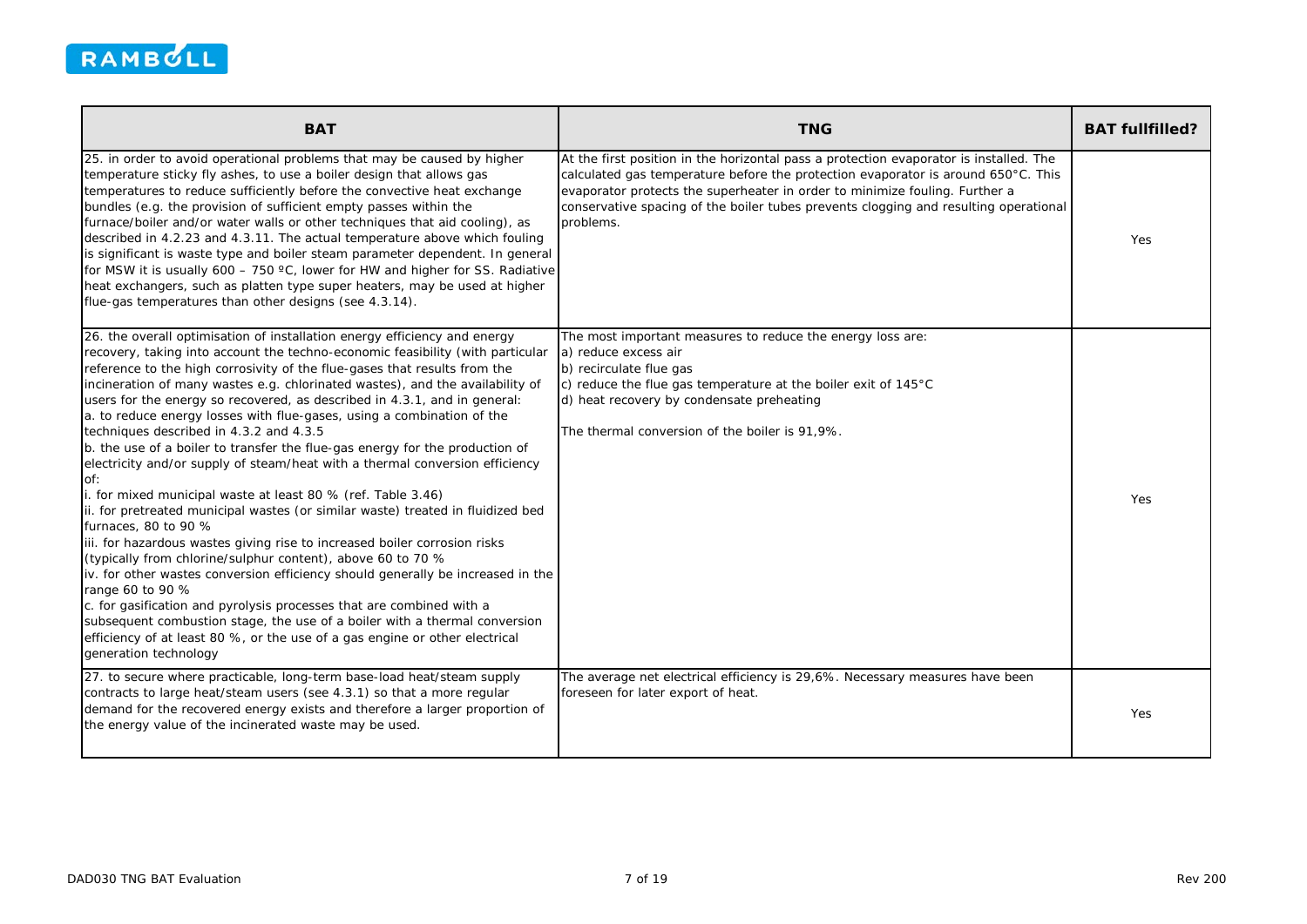| BAT | TNG | BAT fullfilled? |
|---|---|---|
| 25. in order to avoid operational problems that may be caused by higher temperature sticky fly ashes, to use a boiler design that allows gas temperatures to reduce sufficiently before the convective heat exchange bundles (e.g. the provision of sufficient empty passes within the furnace/boiler and/or water walls or other techniques that aid cooling), as described in 4.2.23 and 4.3.11. The actual temperature above which fouling is significant is waste type and boiler steam parameter dependent. In general for MSW it is usually 600 – 750 ºC, lower for HW and higher for SS. Radiative heat exchangers, such as platten type super heaters, may be used at higher flue-gas temperatures than other designs (see 4.3.14). | At the first position in the horizontal pass a protection evaporator is installed. The calculated gas temperature before the protection evaporator is around 650°C. This evaporator protects the superheater in order to minimize fouling. Further a conservative spacing of the boiler tubes prevents clogging and resulting operational problems. | Yes |
| 26. the overall optimisation of installation energy efficiency and energy recovery, taking into account the techno-economic feasibility (with particular reference to the high corrosivity of the flue-gases that results from the incineration of many wastes e.g. chlorinated wastes), and the availability of users for the energy so recovered, as described in 4.3.1, and in general:<br>a. to reduce energy losses with flue-gases, using a combination of the techniques described in 4.3.2 and 4.3.5<br>b. the use of a boiler to transfer the flue-gas energy for the production of electricity and/or supply of steam/heat with a thermal conversion efficiency of:<br>i. for mixed municipal waste at least 80 % (ref. Table 3.46)<br>ii. for pretreated municipal wastes (or similar waste) treated in fluidized bed furnaces, 80 to 90 %<br>iii. for hazardous wastes giving rise to increased boiler corrosion risks (typically from chlorine/sulphur content), above 60 to 70 %<br>iv. for other wastes conversion efficiency should generally be increased in the range 60 to 90 %<br>c. for gasification and pyrolysis processes that are combined with a subsequent combustion stage, the use of a boiler with a thermal conversion efficiency of at least 80 %, or the use of a gas engine or other electrical generation technology | The most important measures to reduce the energy loss are:<br>a) reduce excess air<br>b) recirculate flue gas<br>c) reduce the flue gas temperature at the boiler exit of 145°C<br>d) heat recovery by condensate preheating<br><br>The thermal conversion of the boiler is 91,9%. | Yes |
| 27. to secure where practicable, long-term base-load heat/steam supply contracts to large heat/steam users (see 4.3.1) so that a more regular demand for the recovered energy exists and therefore a larger proportion of the energy value of the incinerated waste may be used. | The average net electrical efficiency is 29,6%. Necessary measures have been foreseen for later export of heat. | Yes |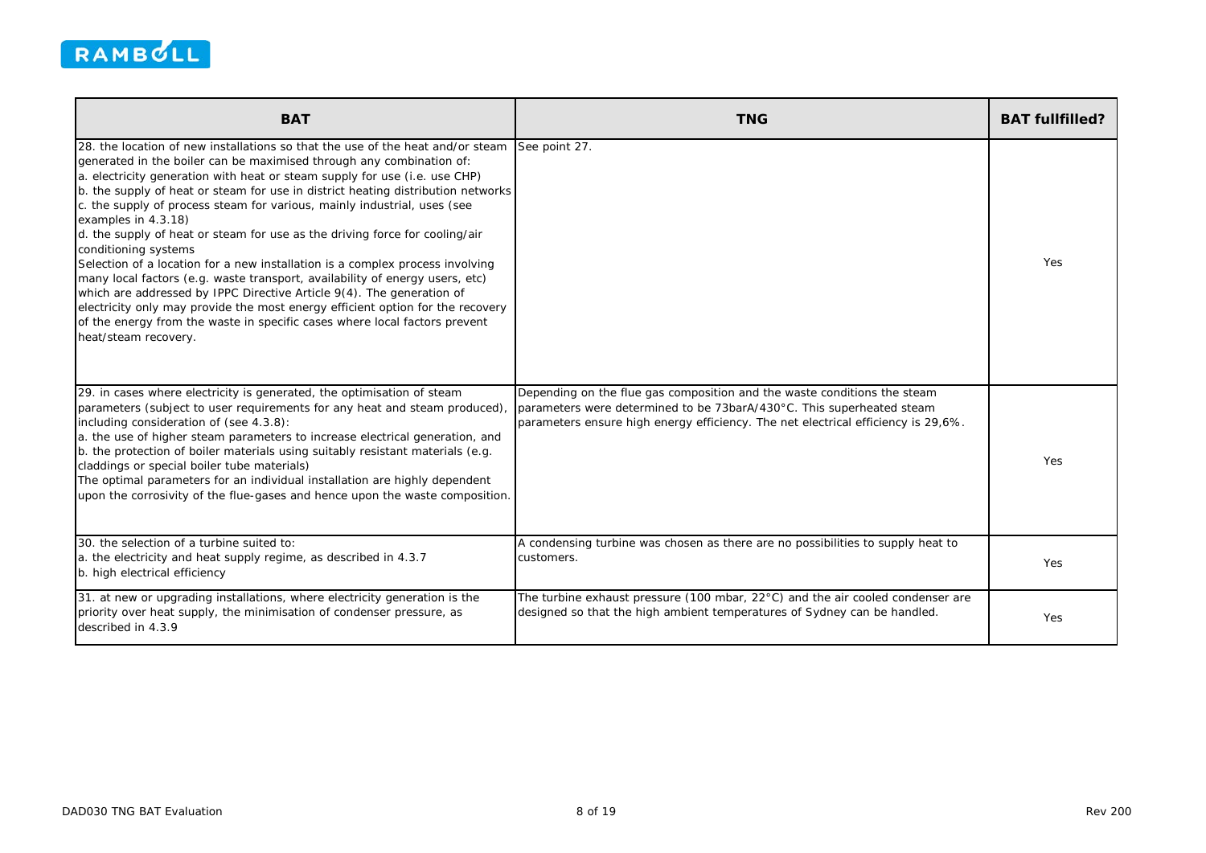| BAT | TNG | BAT fullfilled? |
|---|---|---|
| 28. the location of new installations so that the use of the heat and/or steam generated in the boiler can be maximised through any combination of:<br>a. electricity generation with heat or steam supply for use (i.e. use CHP)<br>b. the supply of heat or steam for use in district heating distribution networks<br>c. the supply of process steam for various, mainly industrial, uses (see examples in 4.3.18)<br>d. the supply of heat or steam for use as the driving force for cooling/air conditioning systems<br>Selection of a location for a new installation is a complex process involving many local factors (e.g. waste transport, availability of energy users, etc) which are addressed by IPPC Directive Article 9(4). The generation of electricity only may provide the most energy efficient option for the recovery of the energy from the waste in specific cases where local factors prevent heat/steam recovery. | See point 27. | Yes |
| 29. in cases where electricity is generated, the optimisation of steam parameters (subject to user requirements for any heat and steam produced), including consideration of (see 4.3.8):<br>a. the use of higher steam parameters to increase electrical generation, and<br>b. the protection of boiler materials using suitably resistant materials (e.g. claddings or special boiler tube materials)<br>The optimal parameters for an individual installation are highly dependent upon the corrosivity of the flue-gases and hence upon the waste composition. | Depending on the flue gas composition and the waste conditions the steam parameters were determined to be 73barA/430°C. This superheated steam parameters ensure high energy efficiency. The net electrical efficiency is 29,6%. | Yes |
| 30. the selection of a turbine suited to:<br>a. the electricity and heat supply regime, as described in 4.3.7<br>b. high electrical efficiency | A condensing turbine was chosen as there are no possibilities to supply heat to customers. | Yes |
| 31. at new or upgrading installations, where electricity generation is the priority over heat supply, the minimisation of condenser pressure, as described in 4.3.9 | The turbine exhaust pressure (100 mbar, 22°C) and the air cooled condenser are designed so that the high ambient temperatures of Sydney can be handled. | Yes |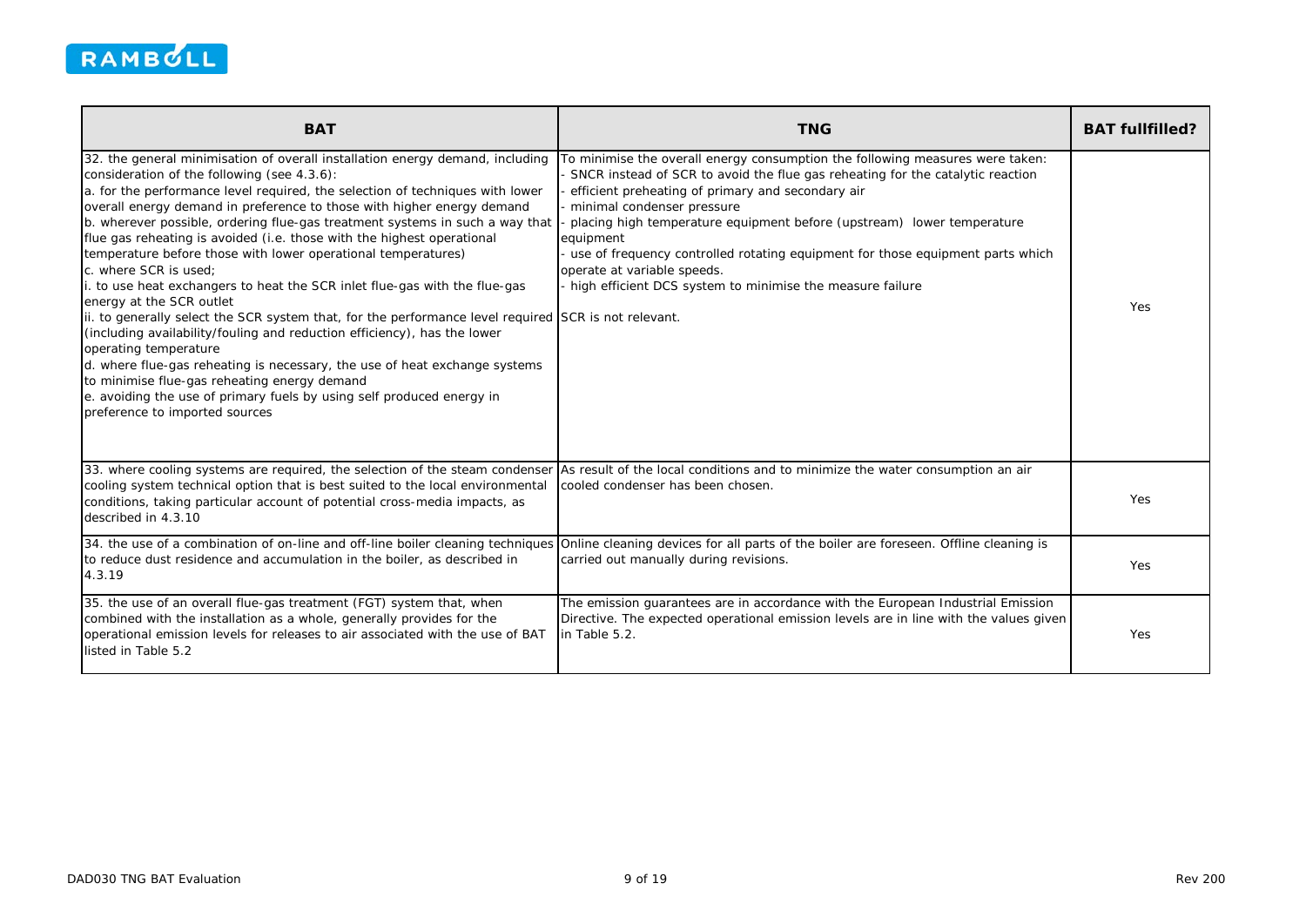| BAT | TNG | BAT fullfilled? |
|---|---|---|
| 32. the general minimisation of overall installation energy demand, including consideration of the following (see 4.3.6):<br>a. for the performance level required, the selection of techniques with lower overall energy demand in preference to those with higher energy demand<br>b. wherever possible, ordering flue-gas treatment systems in such a way that flue gas reheating is avoided (i.e. those with the highest operational temperature before those with lower operational temperatures)<br>c. where SCR is used;<br>i. to use heat exchangers to heat the SCR inlet flue-gas with the flue-gas energy at the SCR outlet<br>ii. to generally select the SCR system that, for the performance level required (including availability/fouling and reduction efficiency), has the lower operating temperature<br>d. where flue-gas reheating is necessary, the use of heat exchange systems to minimise flue-gas reheating energy demand<br>e. avoiding the use of primary fuels by using self produced energy in preference to imported sources | To minimise the overall energy consumption the following measures were taken:<br>- SNCR instead of SCR to avoid the flue gas reheating for the catalytic reaction<br>- efficient preheating of primary and secondary air<br>- minimal condenser pressure<br>- placing high temperature equipment before (upstream) lower temperature equipment<br>- use of frequency controlled rotating equipment for those equipment parts which operate at variable speeds.<br>- high efficient DCS system to minimise the measure failure<br><br>SCR is not relevant. | Yes |
| 33. where cooling systems are required, the selection of the steam condenser cooling system technical option that is best suited to the local environmental conditions, taking particular account of potential cross-media impacts, as described in 4.3.10 | As result of the local conditions and to minimize the water consumption an air cooled condenser has been chosen. | Yes |
| 34. the use of a combination of on-line and off-line boiler cleaning techniques to reduce dust residence and accumulation in the boiler, as described in 4.3.19 | Online cleaning devices for all parts of the boiler are foreseen. Offline cleaning is carried out manually during revisions. | Yes |
| 35. the use of an overall flue-gas treatment (FGT) system that, when combined with the installation as a whole, generally provides for the operational emission levels for releases to air associated with the use of BAT listed in Table 5.2 | The emission guarantees are in accordance with the European Industrial Emission Directive. The expected operational emission levels are in line with the values given in Table 5.2. | Yes |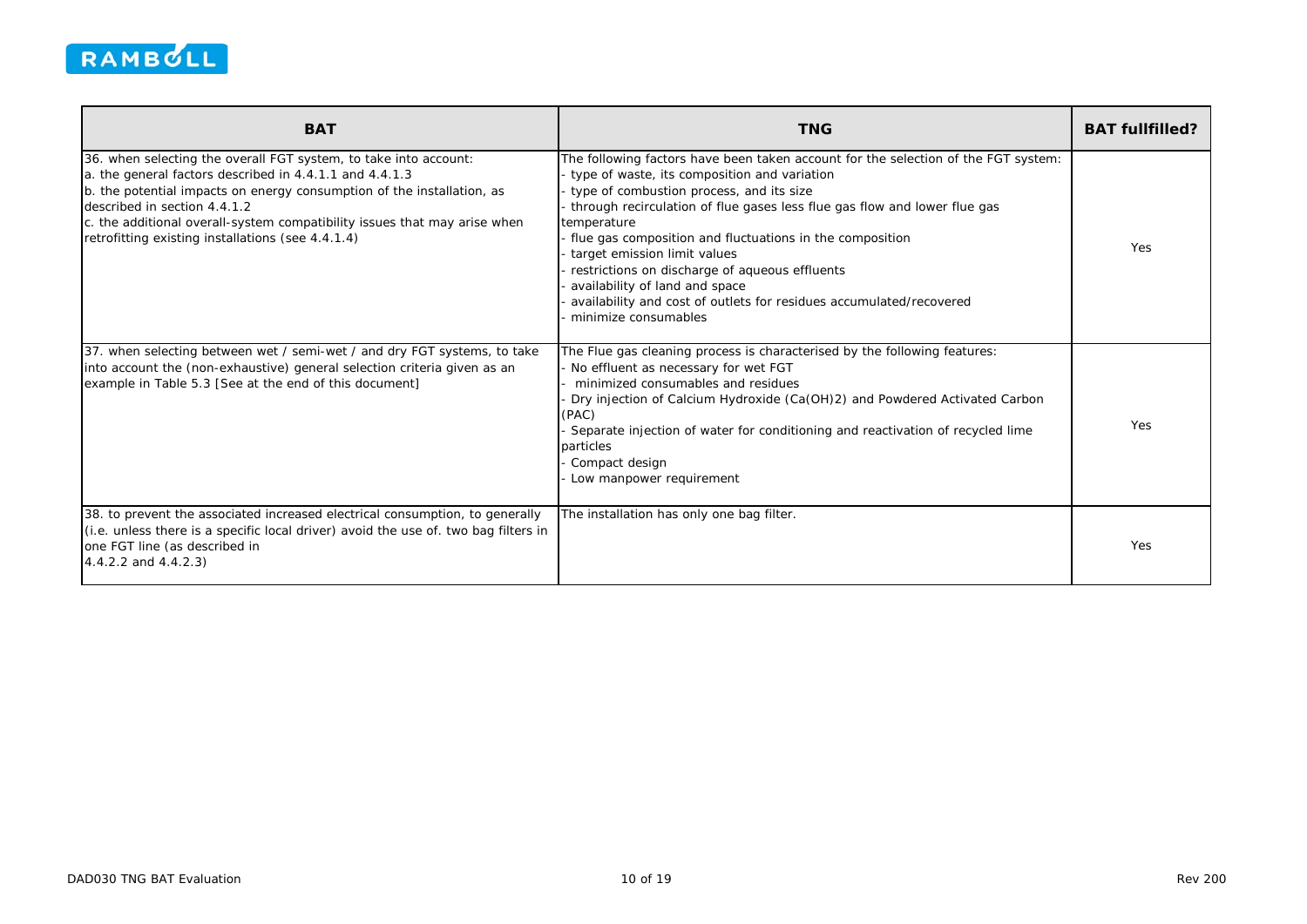| BAT | TNG | BAT fullfilled? |
|---|---|---|
| 36. when selecting the overall FGT system, to take into account:<br>a. the general factors described in 4.4.1.1 and 4.4.1.3<br>b. the potential impacts on energy consumption of the installation, as described in section 4.4.1.2<br>c. the additional overall-system compatibility issues that may arise when retrofitting existing installations (see 4.4.1.4) | The following factors have been taken account for the selection of the FGT system:<br>- type of waste, its composition and variation<br>- type of combustion process, and its size<br>- through recirculation of flue gases less flue gas flow and lower flue gas temperature<br>- flue gas composition and fluctuations in the composition<br>- target emission limit values<br>- restrictions on discharge of aqueous effluents<br>- availability of land and space<br>- availability and cost of outlets for residues accumulated/recovered<br>- minimize consumables | Yes |
| 37. when selecting between wet / semi-wet / and dry FGT systems, to take into account the (non-exhaustive) general selection criteria given as an example in Table 5.3 [See at the end of this document] | The Flue gas cleaning process is characterised by the following features:<br>- No effluent as necessary for wet FGT<br>- minimized consumables and residues<br>- Dry injection of Calcium Hydroxide ($Ca(OH)_2$) and Powdered Activated Carbon (PAC)<br>- Separate injection of water for conditioning and reactivation of recycled lime particles<br>- Compact design<br>- Low manpower requirement | Yes |
| 38. to prevent the associated increased electrical consumption, to generally (i.e. unless there is a specific local driver) avoid the use of. two bag filters in one FGT line (as described in 4.4.2.2 and 4.4.2.3) | The installation has only one bag filter. | Yes |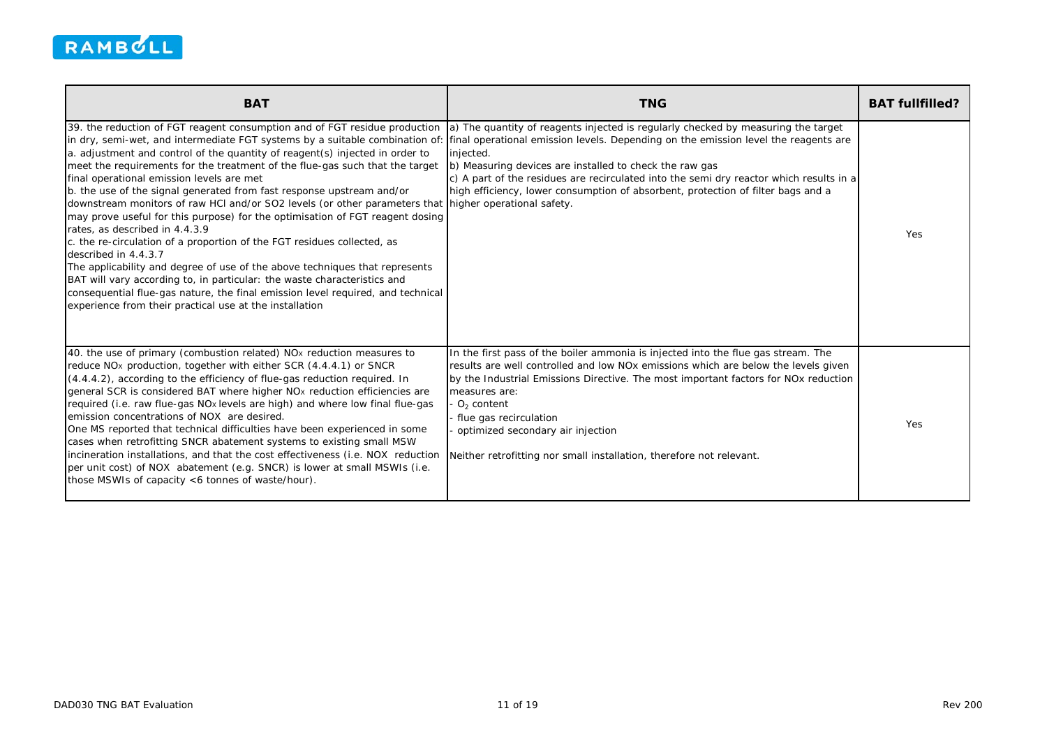| BAT | TNG | BAT fullfilled? |
|---|---|---|
| 39. the reduction of FGT reagent consumption and of FGT residue production in dry, semi-wet, and intermediate FGT systems by a suitable combination of:<br>a. adjustment and control of the quantity of reagent(s) injected in order to meet the requirements for the treatment of the flue-gas such that the target final operational emission levels are met<br>b. the use of the signal generated from fast response upstream and/or downstream monitors of raw HCl and/or SO2 levels (or other parameters that may prove useful for this purpose) for the optimisation of FGT reagent dosing rates, as described in 4.4.3.9<br>c. the re-circulation of a proportion of the FGT residues collected, as described in 4.4.3.7<br>The applicability and degree of use of the above techniques that represents BAT will vary according to, in particular: the waste characteristics and consequential flue-gas nature, the final emission level required, and technical experience from their practical use at the installation | a) The quantity of reagents injected is regularly checked by measuring the target final operational emission levels. Depending on the emission level the reagents are injected.<br>b) Measuring devices are installed to check the raw gas<br>c) A part of the residues are recirculated into the semi dry reactor which results in a high efficiency, lower consumption of absorbent, protection of filter bags and a higher operational safety. | Yes |
| 40. the use of primary (combustion related) $NO_x$ reduction measures to reduce $NO_x$ production, together with either SCR (4.4.4.1) or SNCR (4.4.4.2), according to the efficiency of flue-gas reduction required. In general SCR is considered BAT where higher $NO_x$ reduction efficiencies are required (i.e. raw flue-gas $NO_x$ levels are high) and where low final flue-gas emission concentrations of NOX are desired.<br>One MS reported that technical difficulties have been experienced in some cases when retrofitting SNCR abatement systems to existing small MSW incineration installations, and that the cost effectiveness (i.e. NOX reduction per unit cost) of NOX abatement (e.g. SNCR) is lower at small MSWIs (i.e. those MSWIs of capacity <6 tonnes of waste/hour). | In the first pass of the boiler ammonia is injected into the flue gas stream. The results are well controlled and low NOx emissions which are below the levels given by the Industrial Emissions Directive. The most important factors for NOx reduction measures are:<br>- $O_2$ content<br>- flue gas recirculation<br>- optimized secondary air injection<br><br>Neither retrofitting nor small installation, therefore not relevant. | Yes |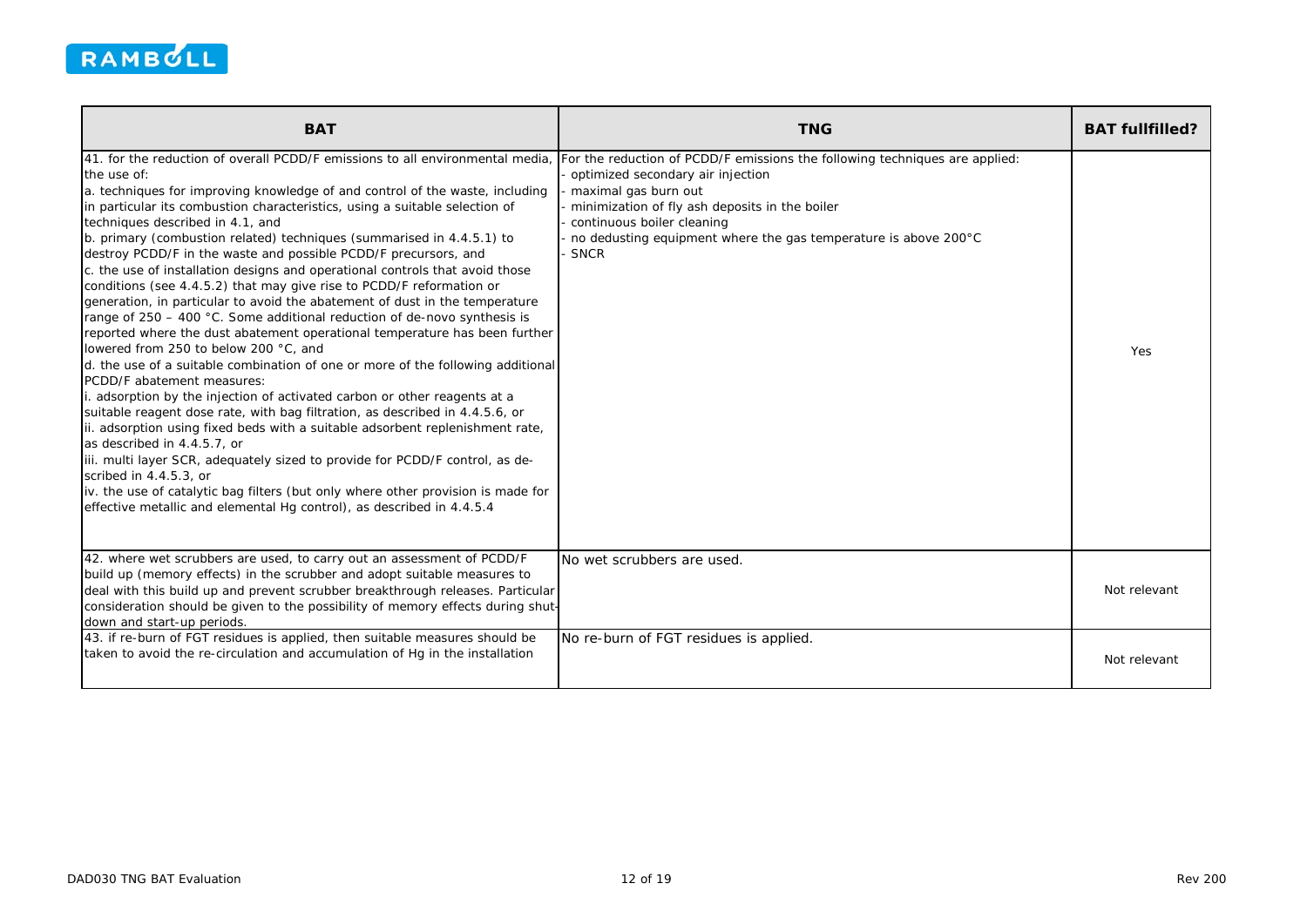| BAT | TNG | BAT fullfilled? |
|---|---|---|
| 41. for the reduction of overall PCDD/F emissions to all environmental media, the use of:<br>a. techniques for improving knowledge of and control of the waste, including in particular its combustion characteristics, using a suitable selection of techniques described in 4.1, and<br>b. primary (combustion related) techniques (summarised in 4.4.5.1) to destroy PCDD/F in the waste and possible PCDD/F precursors, and<br>c. the use of installation designs and operational controls that avoid those conditions (see 4.4.5.2) that may give rise to PCDD/F reformation or generation, in particular to avoid the abatement of dust in the temperature range of 250 – 400 °C. Some additional reduction of de-novo synthesis is reported where the dust abatement operational temperature has been further lowered from 250 to below 200 °C, and<br>d. the use of a suitable combination of one or more of the following additional PCDD/F abatement measures:<br>i. adsorption by the injection of activated carbon or other reagents at a suitable reagent dose rate, with bag filtration, as described in 4.4.5.6, or<br>ii. adsorption using fixed beds with a suitable adsorbent replenishment rate, as described in 4.4.5.7, or<br>iii. multi layer SCR, adequately sized to provide for PCDD/F control, as de-scribed in 4.4.5.3, or<br>iv. the use of catalytic bag filters (but only where other provision is made for effective metallic and elemental Hg control), as described in 4.4.5.4 | For the reduction of PCDD/F emissions the following techniques are applied:<br>- optimized secondary air injection<br>- maximal gas burn out<br>- minimization of fly ash deposits in the boiler<br>- continuous boiler cleaning<br>- no dedusting equipment where the gas temperature is above 200°C<br>- SNCR | Yes |
| 42. where wet scrubbers are used, to carry out an assessment of PCDD/F build up (memory effects) in the scrubber and adopt suitable measures to deal with this build up and prevent scrubber breakthrough releases. Particular consideration should be given to the possibility of memory effects during shut-down and start-up periods. | No wet scrubbers are used. | Not relevant |
| 43. if re-burn of FGT residues is applied, then suitable measures should be taken to avoid the re-circulation and accumulation of Hg in the installation | No re-burn of FGT residues is applied. | Not relevant |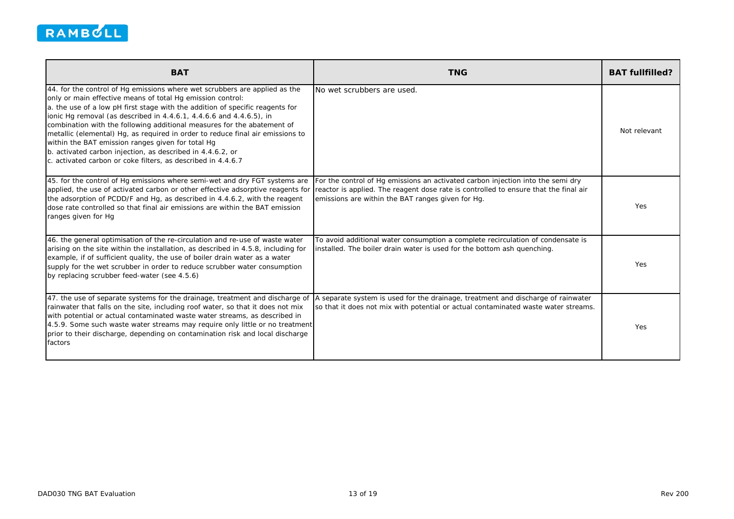| BAT | TNG | BAT fullfilled? |
|---|---|---|
| 44. for the control of Hg emissions where wet scrubbers are applied as the only or main effective means of total Hg emission control:<br>a. the use of a low pH first stage with the addition of specific reagents for ionic Hg removal (as described in 4.4.6.1, 4.4.6.6 and 4.4.6.5), in combination with the following additional measures for the abatement of metallic (elemental) Hg, as required in order to reduce final air emissions to within the BAT emission ranges given for total Hg<br>b. activated carbon injection, as described in 4.4.6.2, or<br>c. activated carbon or coke filters, as described in 4.4.6.7 | No wet scrubbers are used. | Not relevant |
| 45. for the control of Hg emissions where semi-wet and dry FGT systems are applied, the use of activated carbon or other effective adsorptive reagents for the adsorption of PCDD/F and Hg, as described in 4.4.6.2, with the reagent dose rate controlled so that final air emissions are within the BAT emission ranges given for Hg | For the control of Hg emissions an activated carbon injection into the semi dry reactor is applied. The reagent dose rate is controlled to ensure that the final air emissions are within the BAT ranges given for Hg. | Yes |
| 46. the general optimisation of the re-circulation and re-use of waste water arising on the site within the installation, as described in 4.5.8, including for example, if of sufficient quality, the use of boiler drain water as a water supply for the wet scrubber in order to reduce scrubber water consumption by replacing scrubber feed-water (see 4.5.6) | To avoid additional water consumption a complete recirculation of condensate is installed. The boiler drain water is used for the bottom ash quenching. | Yes |
| 47. the use of separate systems for the drainage, treatment and discharge of rainwater that falls on the site, including roof water, so that it does not mix with potential or actual contaminated waste water streams, as described in 4.5.9. Some such waste water streams may require only little or no treatment prior to their discharge, depending on contamination risk and local discharge factors | A separate system is used for the drainage, treatment and discharge of rainwater so that it does not mix with potential or actual contaminated waste water streams. | Yes |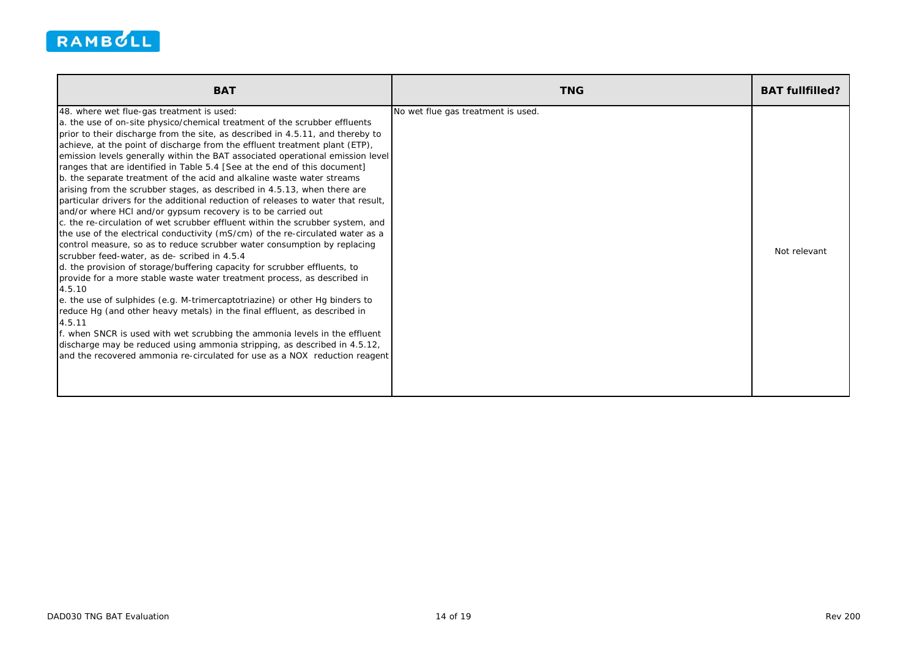| BAT | TNG | BAT fullfilled? |
| --- | --- | --- |
| 48. where wet flue-gas treatment is used:<br>a. the use of on-site physico/chemical treatment of the scrubber effluents prior to their discharge from the site, as described in 4.5.11, and thereby to achieve, at the point of discharge from the effluent treatment plant (ETP), emission levels generally within the BAT associated operational emission level ranges that are identified in Table 5.4 [See at the end of this document]<br>b. the separate treatment of the acid and alkaline waste water streams arising from the scrubber stages, as described in 4.5.13, when there are particular drivers for the additional reduction of releases to water that result, and/or where HCl and/or gypsum recovery is to be carried out<br>c. the re-circulation of wet scrubber effluent within the scrubber system, and the use of the electrical conductivity (mS/cm) of the re-circulated water as a control measure, so as to reduce scrubber water consumption by replacing scrubber feed-water, as de- scribed in 4.5.4<br>d. the provision of storage/buffering capacity for scrubber effluents, to provide for a more stable waste water treatment process, as described in 4.5.10<br>e. the use of sulphides (e.g. M-trimercaptotriazine) or other Hg binders to reduce Hg (and other heavy metals) in the final effluent, as described in 4.5.11<br>f. when SNCR is used with wet scrubbing the ammonia levels in the effluent discharge may be reduced using ammonia stripping, as described in 4.5.12, and the recovered ammonia re-circulated for use as a NOX reduction reagent | No wet flue gas treatment is used. | Not relevant |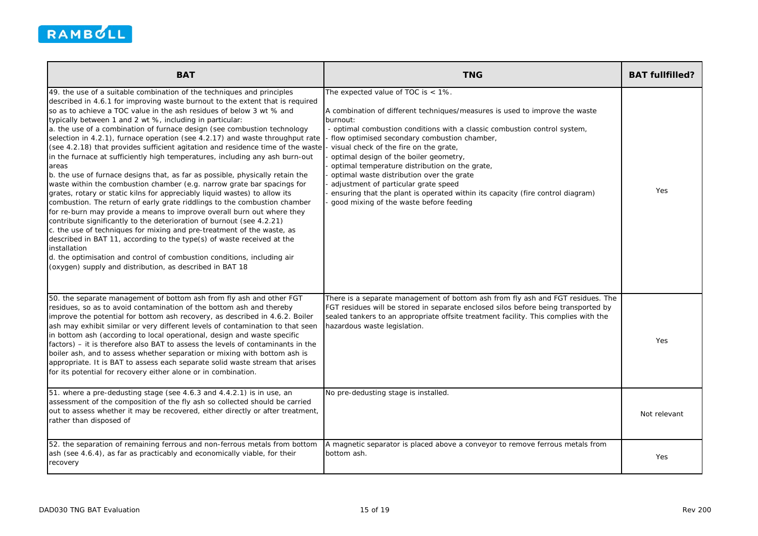| BAT | TNG | BAT fullfilled? |
|---|---|---|
| 49. the use of a suitable combination of the techniques and principles described in 4.6.1 for improving waste burnout to the extent that is required so as to achieve a TOC value in the ash residues of below 3 wt % and typically between 1 and 2 wt %, including in particular:<br>a. the use of a combination of furnace design (see combustion technology selection in 4.2.1), furnace operation (see 4.2.17) and waste throughput rate (see 4.2.18) that provides sufficient agitation and residence time of the waste in the furnace at sufficiently high temperatures, including any ash burn-out areas<br>b. the use of furnace designs that, as far as possible, physically retain the waste within the combustion chamber (e.g. narrow grate bar spacings for grates, rotary or static kilns for appreciably liquid wastes) to allow its combustion. The return of early grate riddlings to the combustion chamber for re-burn may provide a means to improve overall burn out where they contribute significantly to the deterioration of burnout (see 4.2.21)<br>c. the use of techniques for mixing and pre-treatment of the waste, as described in BAT 11, according to the type(s) of waste received at the installation<br>d. the optimisation and control of combustion conditions, including air (oxygen) supply and distribution, as described in BAT 18 | The expected value of TOC is < 1%.<br><br>A combination of different techniques/measures is used to improve the waste burnout:<br>- optimal combustion conditions with a classic combustion control system,<br>- flow optimised secondary combustion chamber,<br>- visual check of the fire on the grate,<br>- optimal design of the boiler geometry,<br>- optimal temperature distribution on the grate,<br>- optimal waste distribution over the grate<br>- adjustment of particular grate speed<br>- ensuring that the plant is operated within its capacity (fire control diagram)<br>- good mixing of the waste before feeding | Yes |
| 50. the separate management of bottom ash from fly ash and other FGT residues, so as to avoid contamination of the bottom ash and thereby improve the potential for bottom ash recovery, as described in 4.6.2. Boiler ash may exhibit similar or very different levels of contamination to that seen in bottom ash (according to local operational, design and waste specific factors) – it is therefore also BAT to assess the levels of contaminants in the boiler ash, and to assess whether separation or mixing with bottom ash is appropriate. It is BAT to assess each separate solid waste stream that arises for its potential for recovery either alone or in combination. | There is a separate management of bottom ash from fly ash and FGT residues. The FGT residues will be stored in separate enclosed silos before being transported by sealed tankers to an appropriate offsite treatment facility. This complies with the hazardous waste legislation. | Yes |
| 51. where a pre-dedusting stage (see 4.6.3 and 4.4.2.1) is in use, an assessment of the composition of the fly ash so collected should be carried out to assess whether it may be recovered, either directly or after treatment, rather than disposed of | No pre-dedusting stage is installed. | Not relevant |
| 52. the separation of remaining ferrous and non-ferrous metals from bottom ash (see 4.6.4), as far as practicably and economically viable, for their recovery | A magnetic separator is placed above a conveyor to remove ferrous metals from bottom ash. | Yes |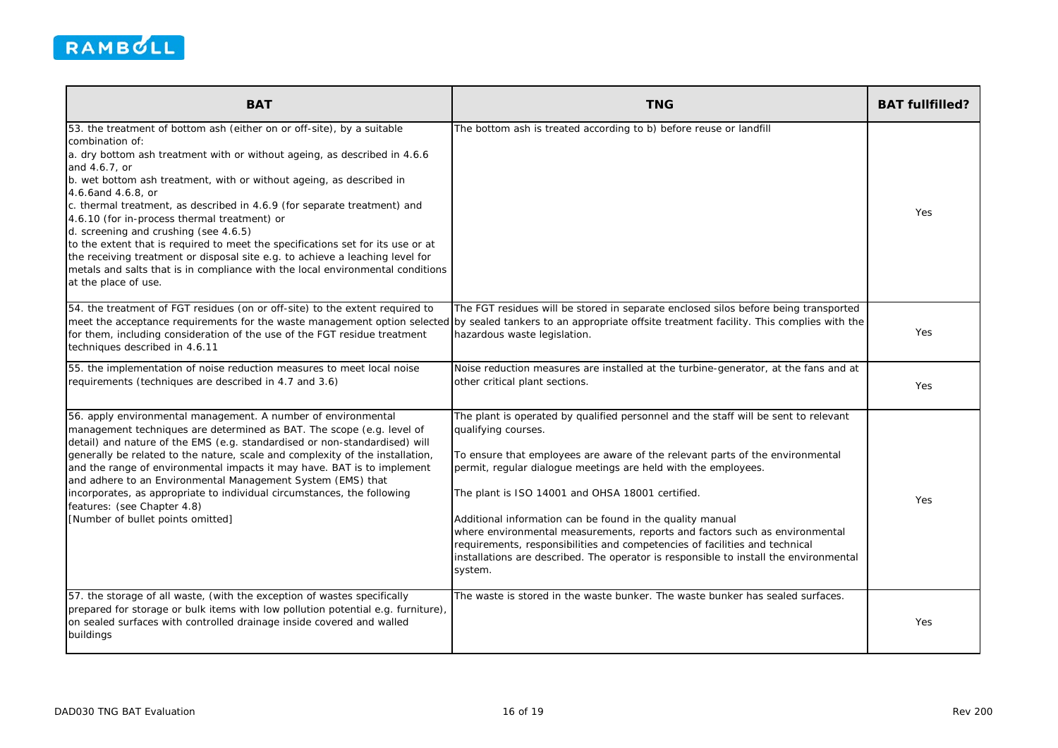| BAT | TNG | BAT fullfilled? |
|---|---|---|
| 53. the treatment of bottom ash (either on or off-site), by a suitable combination of:<br>a. dry bottom ash treatment with or without ageing, as described in 4.6.6 and 4.6.7, or<br>b. wet bottom ash treatment, with or without ageing, as described in 4.6.6and 4.6.8, or<br>c. thermal treatment, as described in 4.6.9 (for separate treatment) and 4.6.10 (for in-process thermal treatment) or<br>d. screening and crushing (see 4.6.5)<br>to the extent that is required to meet the specifications set for its use or at the receiving treatment or disposal site e.g. to achieve a leaching level for metals and salts that is in compliance with the local environmental conditions at the place of use. | The bottom ash is treated according to b) before reuse or landfill | Yes |
| 54. the treatment of FGT residues (on or off-site) to the extent required to meet the acceptance requirements for the waste management option selected for them, including consideration of the use of the FGT residue treatment techniques described in 4.6.11 | The FGT residues will be stored in separate enclosed silos before being transported by sealed tankers to an appropriate offsite treatment facility. This complies with the hazardous waste legislation. | Yes |
| 55. the implementation of noise reduction measures to meet local noise requirements (techniques are described in 4.7 and 3.6) | Noise reduction measures are installed at the turbine-generator, at the fans and at other critical plant sections. | Yes |
| 56. apply environmental management. A number of environmental management techniques are determined as BAT. The scope (e.g. level of detail) and nature of the EMS (e.g. standardised or non-standardised) will generally be related to the nature, scale and complexity of the installation, and the range of environmental impacts it may have. BAT is to implement and adhere to an Environmental Management System (EMS) that incorporates, as appropriate to individual circumstances, the following features: (see Chapter 4.8)<br>[Number of bullet points omitted] | The plant is operated by qualified personnel and the staff will be sent to relevant qualifying courses.<br><br>To ensure that employees are aware of the relevant parts of the environmental permit, regular dialogue meetings are held with the employees.<br><br>The plant is ISO 14001 and OHSA 18001 certified.<br><br>Additional information can be found in the quality manual where environmental measurements, reports and factors such as environmental requirements, responsibilities and competencies of facilities and technical installations are described. The operator is responsible to install the environmental system. | Yes |
| 57. the storage of all waste, (with the exception of wastes specifically prepared for storage or bulk items with low pollution potential e.g. furniture), on sealed surfaces with controlled drainage inside covered and walled buildings | The waste is stored in the waste bunker. The waste bunker has sealed surfaces. | Yes |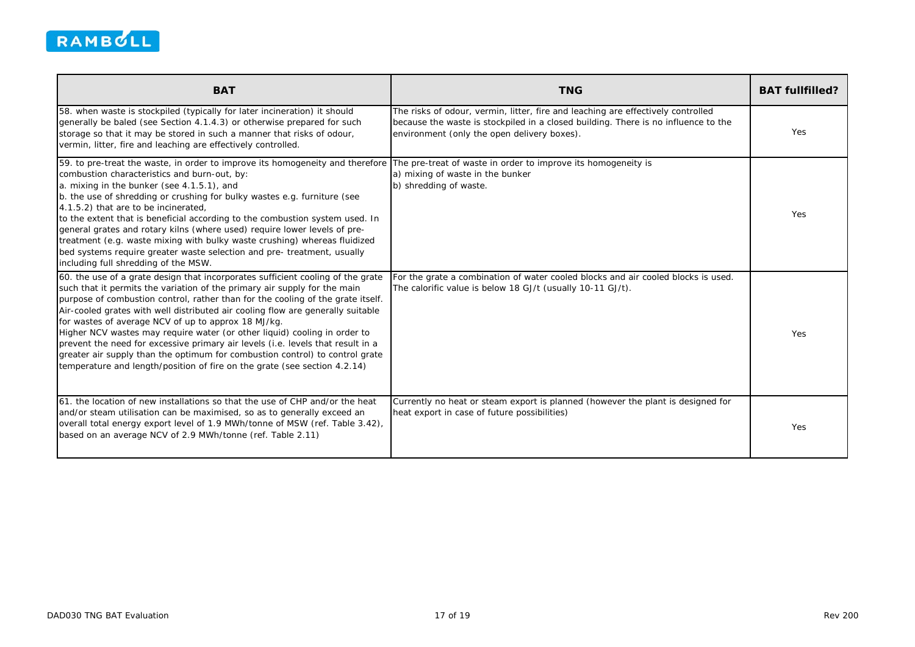| BAT | TNG | BAT fullfilled? |
|---|---|---|
| 58. when waste is stockpiled (typically for later incineration) it should generally be baled (see Section 4.1.4.3) or otherwise prepared for such storage so that it may be stored in such a manner that risks of odour, vermin, litter, fire and leaching are effectively controlled. | The risks of odour, vermin, litter, fire and leaching are effectively controlled because the waste is stockpiled in a closed building. There is no influence to the environment (only the open delivery boxes). | Yes |
| 59. to pre-treat the waste, in order to improve its homogeneity and therefore combustion characteristics and burn-out, by:<br>a. mixing in the bunker (see 4.1.5.1), and<br>b. the use of shredding or crushing for bulky wastes e.g. furniture (see 4.1.5.2) that are to be incinerated,<br>to the extent that is beneficial according to the combustion system used. In general grates and rotary kilns (where used) require lower levels of pre-treatment (e.g. waste mixing with bulky waste crushing) whereas fluidized bed systems require greater waste selection and pre- treatment, usually including full shredding of the MSW. | The pre-treat of waste in order to improve its homogeneity is<br>a) mixing of waste in the bunker<br>b) shredding of waste. | Yes |
| 60. the use of a grate design that incorporates sufficient cooling of the grate such that it permits the variation of the primary air supply for the main purpose of combustion control, rather than for the cooling of the grate itself. Air-cooled grates with well distributed air cooling flow are generally suitable for wastes of average NCV of up to approx 18 MJ/kg.<br>Higher NCV wastes may require water (or other liquid) cooling in order to prevent the need for excessive primary air levels (i.e. levels that result in a greater air supply than the optimum for combustion control) to control grate temperature and length/position of fire on the grate (see section 4.2.14) | For the grate a combination of water cooled blocks and air cooled blocks is used. The calorific value is below 18 GJ/t (usually 10-11 GJ/t). | Yes |
| 61. the location of new installations so that the use of CHP and/or the heat and/or steam utilisation can be maximised, so as to generally exceed an overall total energy export level of 1.9 MWh/tonne of MSW (ref. Table 3.42), based on an average NCV of 2.9 MWh/tonne (ref. Table 2.11) | Currently no heat or steam export is planned (however the plant is designed for heat export in case of future possibilities) | Yes |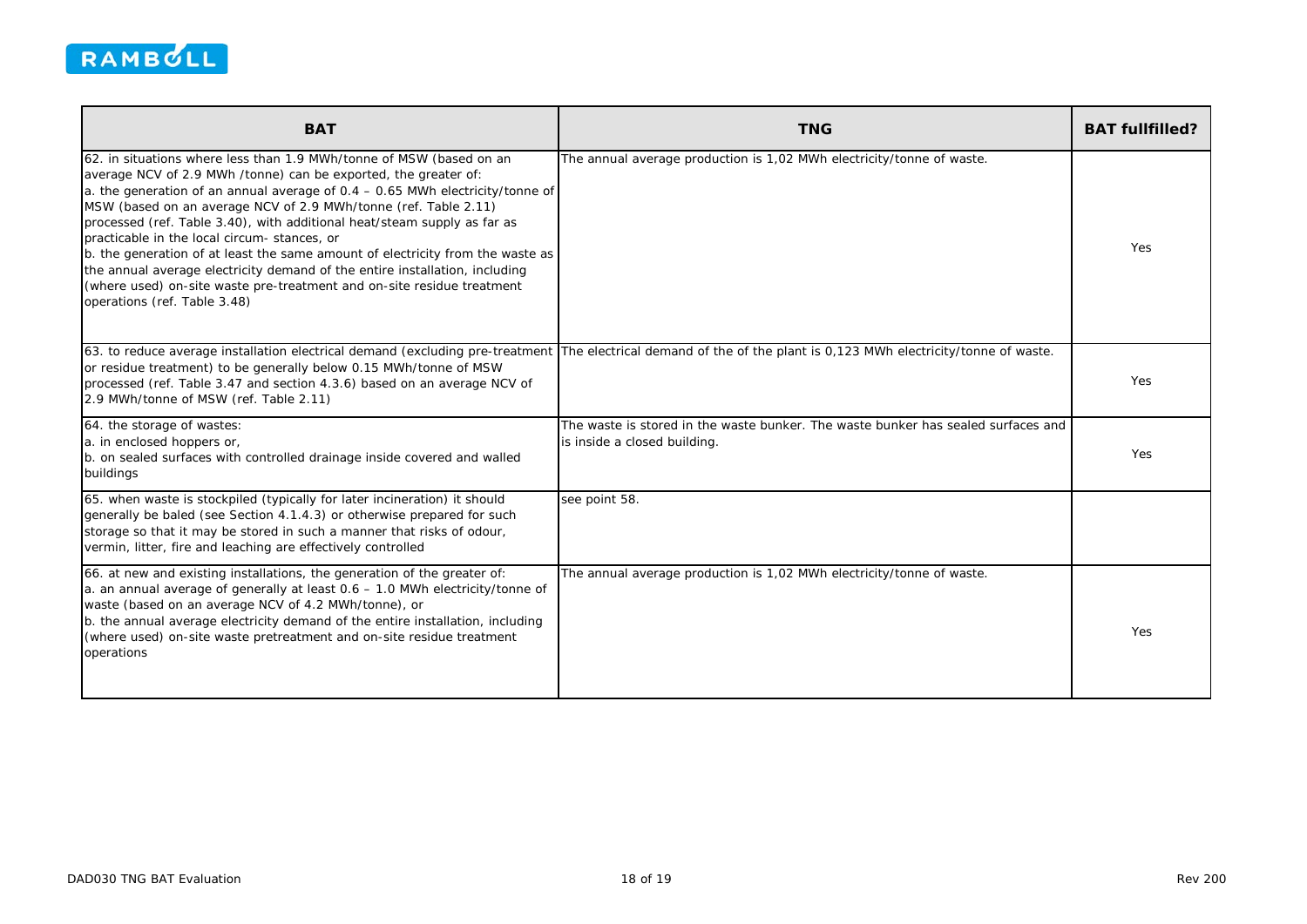| BAT | TNG | BAT fullfilled? |
|---|---|---|
| 62. in situations where less than 1.9 MWh/tonne of MSW (based on an average NCV of 2.9 MWh /tonne) can be exported, the greater of:<br>a. the generation of an annual average of 0.4 – 0.65 MWh electricity/tonne of MSW (based on an average NCV of 2.9 MWh/tonne (ref. Table 2.11) processed (ref. Table 3.40), with additional heat/steam supply as far as practicable in the local circum- stances, or<br>b. the generation of at least the same amount of electricity from the waste as the annual average electricity demand of the entire installation, including (where used) on-site waste pre-treatment and on-site residue treatment operations (ref. Table 3.48) | The annual average production is 1,02 MWh electricity/tonne of waste. | Yes |
| 63. to reduce average installation electrical demand (excluding pre-treatment or residue treatment) to be generally below 0.15 MWh/tonne of MSW processed (ref. Table 3.47 and section 4.3.6) based on an average NCV of 2.9 MWh/tonne of MSW (ref. Table 2.11) | The electrical demand of the of the plant is 0,123 MWh electricity/tonne of waste. | Yes |
| 64. the storage of wastes:<br>a. in enclosed hoppers or,<br>b. on sealed surfaces with controlled drainage inside covered and walled buildings | The waste is stored in the waste bunker. The waste bunker has sealed surfaces and is inside a closed building. | Yes |
| 65. when waste is stockpiled (typically for later incineration) it should generally be baled (see Section 4.1.4.3) or otherwise prepared for such storage so that it may be stored in such a manner that risks of odour, vermin, litter, fire and leaching are effectively controlled | see point 58. | |
| 66. at new and existing installations, the generation of the greater of:<br>a. an annual average of generally at least 0.6 – 1.0 MWh electricity/tonne of waste (based on an average NCV of 4.2 MWh/tonne), or<br>b. the annual average electricity demand of the entire installation, including (where used) on-site waste pretreatment and on-site residue treatment operations | The annual average production is 1,02 MWh electricity/tonne of waste. | Yes |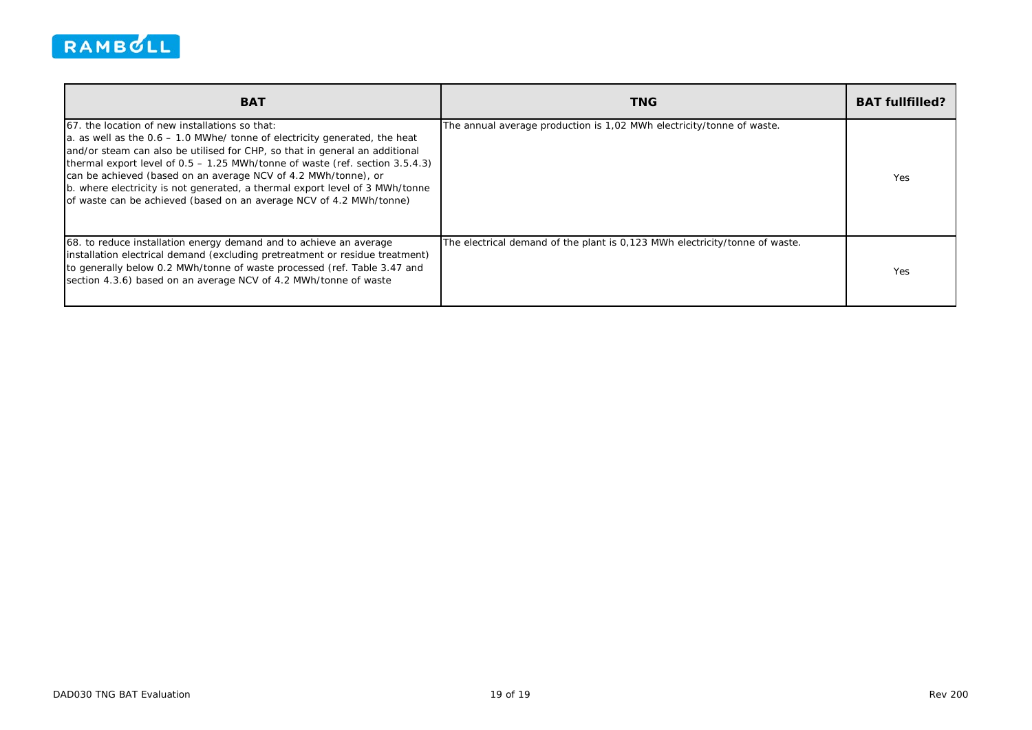| BAT | TNG | BAT fullfilled? |
|---|---|---|
| 67. the location of new installations so that:<br>a. as well as the 0.6 – 1.0 MWhe/ tonne of electricity generated, the heat and/or steam can also be utilised for CHP, so that in general an additional thermal export level of 0.5 – 1.25 MWh/tonne of waste (ref. section 3.5.4.3) can be achieved (based on an average NCV of 4.2 MWh/tonne), or<br>b. where electricity is not generated, a thermal export level of 3 MWh/tonne of waste can be achieved (based on an average NCV of 4.2 MWh/tonne) | The annual average production is 1,02 MWh electricity/tonne of waste. | Yes |
| 68. to reduce installation energy demand and to achieve an average installation electrical demand (excluding pretreatment or residue treatment) to generally below 0.2 MWh/tonne of waste processed (ref. Table 3.47 and section 4.3.6) based on an average NCV of 4.2 MWh/tonne of waste | The electrical demand of the plant is 0,123 MWh electricity/tonne of waste. | Yes |